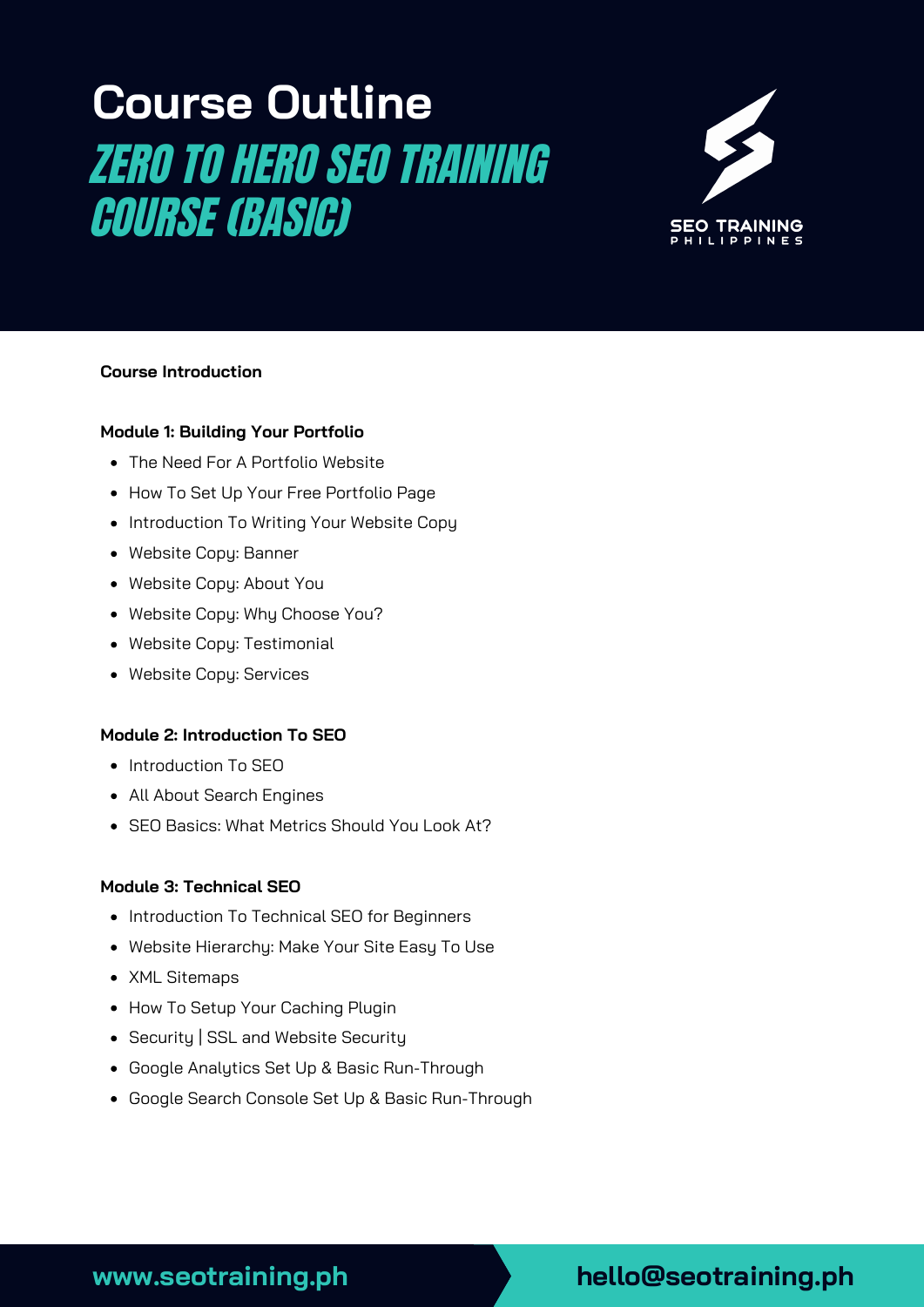# Course Outline

## ZERO TO HERO SEO TRAINING COURSE (BASIC)

SEO TRAINING PHILIPPINES

**Course Introduction**

**Module 1: Building Your Portfolio**

- The Need For A Portfolio Website
- How To Set Up Your Free Portfolio Page
- Introduction To Writing Your Website Copy
- Website Copy: Banner
- Website Copy: About You
- Website Copy: Why Choose You?
- Website Copy: Testimonial
- Website Copy: Services

**Module 2: Introduction To SEO**

- Introduction To SEO
- All About Search Engines
- SEO Basics: What Metrics Should You Look At?

**Module 3: Technical SEO**

- Introduction To Technical SEO for Beginners
- Website Hierarchy: Make Your Site Easy To Use
- XML Sitemaps
- How To Setup Your Caching Plugin
- Security | SSL and Website Security
- Google Analytics Set Up & Basic Run-Through
- Google Search Console Set Up & Basic Run-Through

www.seotraining.ph

hello@seotraining.ph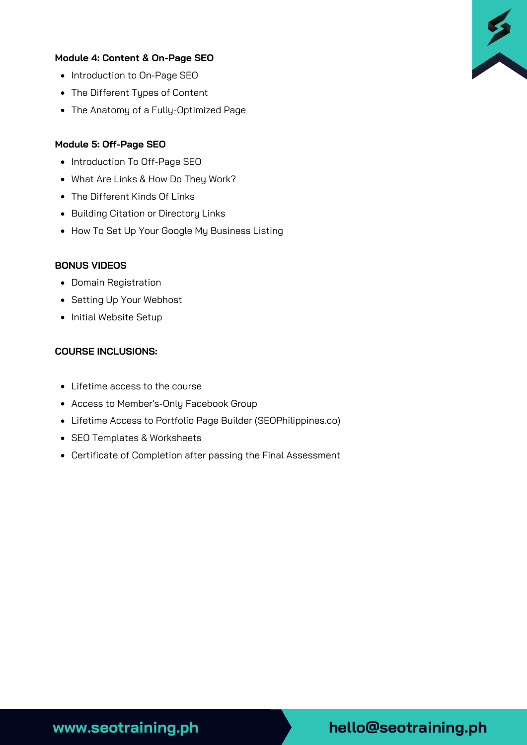**Module 4: Content & On-Page SEO**

- Introduction to On-Page SEO
- The Different Types of Content
- The Anatomy of a Fully-Optimized Page

**Module 5: Off-Page SEO**

- Introduction To Off-Page SEO
- What Are Links & How Do They Work?
- The Different Kinds Of Links
- Building Citation or Directory Links
- How To Set Up Your Google My Business Listing

**BONUS VIDEOS**

- Domain Registration
- Setting Up Your Webhost
- Initial Website Setup

**COURSE INCLUSIONS:**

- Lifetime access to the course
- Access to Member's-Only Facebook Group
- Lifetime Access to Portfolio Page Builder (SEOPhilippines.co)
- SEO Templates & Worksheets
- Certificate of Completion after passing the Final Assessment

www.seotraining.ph hello@seotraining.ph